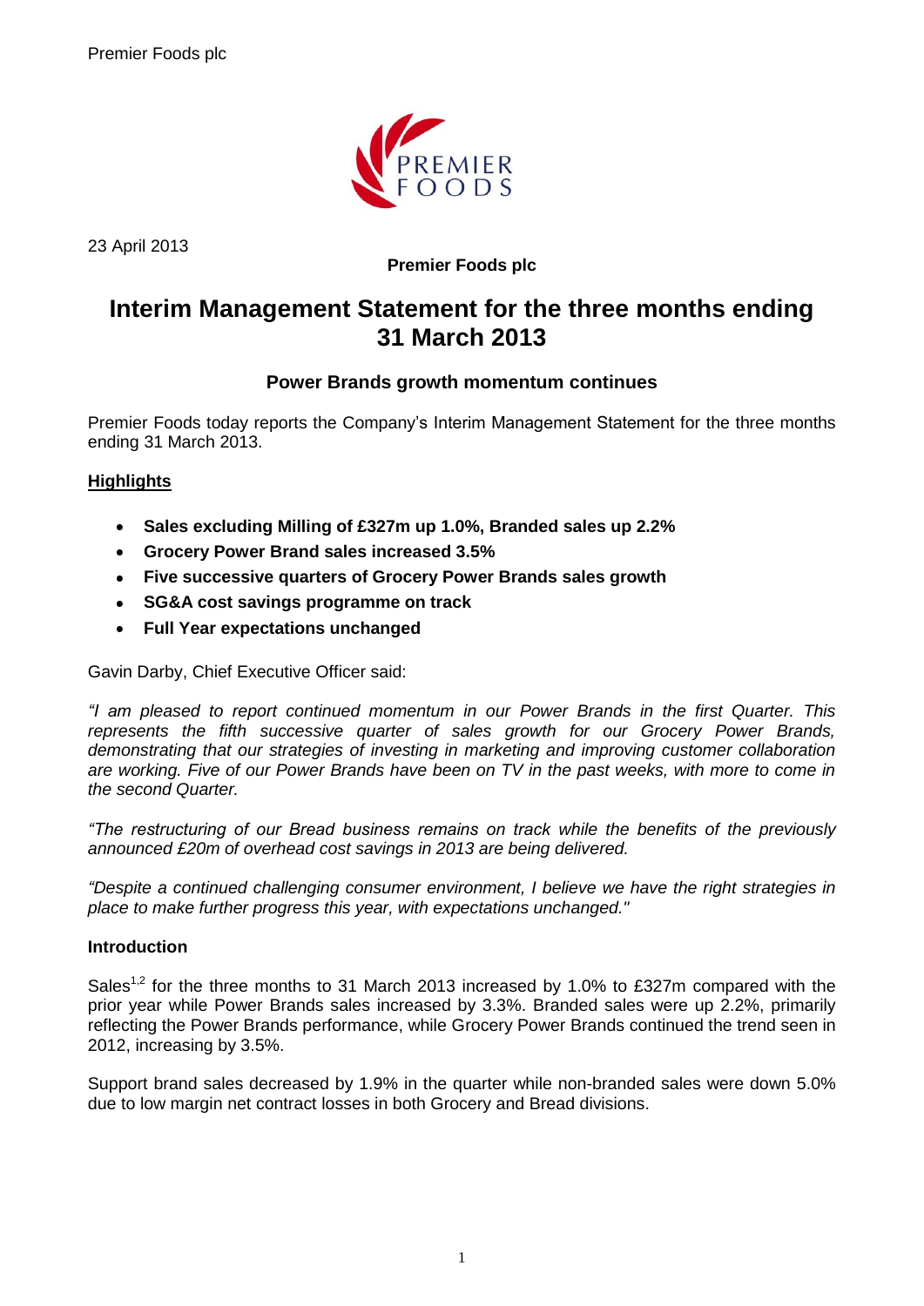Premier Foods plc

23 April 2013

**Premier Foods plc**

# Interim Management Statement for the three months ending 31 March 2013

### Power Brands growth momentum continues

Premier Foods today reports the Company's Interim Management Statement for the three months ending 31 March 2013.

## Highlights

- **Sales excluding Milling of £327m up 1.0%, Branded sales up 2.2%**
- **Grocery Power Brand sales increased 3.5%**
- **Five successive quarters of Grocery Power Brands sales growth**
- **SG&A cost savings programme on track**
- **Full Year expectations unchanged**

Gavin Darby, Chief Executive Officer said:

*"I am pleased to report continued momentum in our Power Brands in the first Quarter. This represents the fifth successive quarter of sales growth for our Grocery Power Brands, demonstrating that our strategies of investing in marketing and improving customer collaboration are working. Five of our Power Brands have been on TV in the past weeks, with more to come in the second Quarter.*

*"The restructuring of our Bread business remains on track while the benefits of the previously announced £20m of overhead cost savings in 2013 are being delivered.*

*"Despite a continued challenging consumer environment, I believe we have the right strategies in place to make further progress this year, with expectations unchanged."*

### Introduction

Sales[1,2] for the three months to 31 March 2013 increased by 1.0% to £327m compared with the prior year while Power Brands sales increased by 3.3%. Branded sales were up 2.2%, primarily reflecting the Power Brands performance, while Grocery Power Brands continued the trend seen in 2012, increasing by 3.5%.

Support brand sales decreased by 1.9% in the quarter while non-branded sales were down 5.0% due to low margin net contract losses in both Grocery and Bread divisions.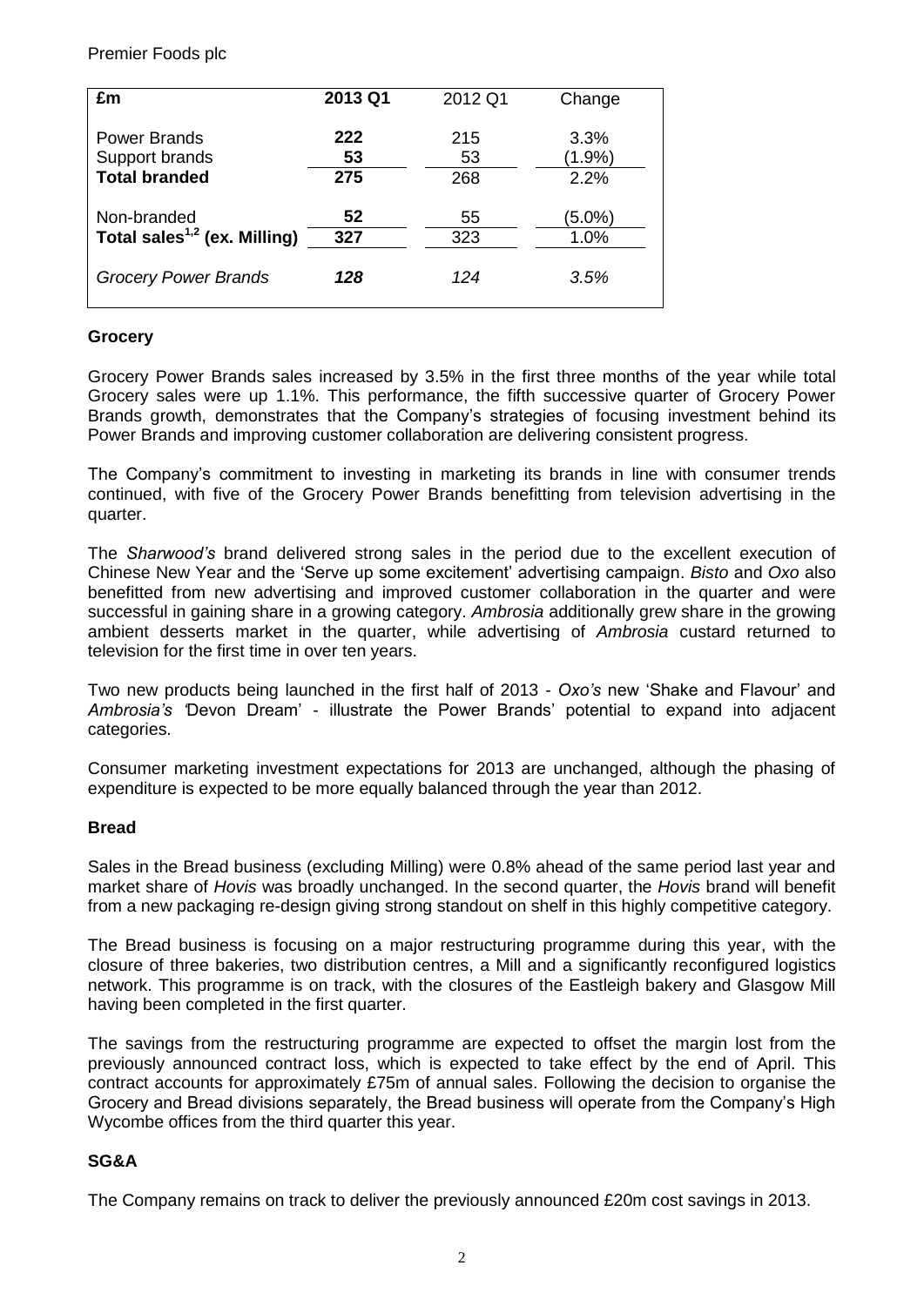| £m | 2013 Q1 | 2012 Q1 | Change |
|---|---|---|---|
| Power Brands | **222** | 215 | 3.3% |
| Support brands | **53** | 53 | (1.9%) |
| **Total branded** | **275** | 268 | 2.2% |
| Non-branded | **52** | 55 | (5.0%) |
| **Total sales[1,2] (ex. Milling)** | **327** | 323 | 1.0% |
| *Grocery Power Brands* | ***128*** | *124* | *3.5%* |

## Grocery

Grocery Power Brands sales increased by 3.5% in the first three months of the year while total Grocery sales were up 1.1%. This performance, the fifth successive quarter of Grocery Power Brands growth, demonstrates that the Company's strategies of focusing investment behind its Power Brands and improving customer collaboration are delivering consistent progress.

The Company's commitment to investing in marketing its brands in line with consumer trends continued, with five of the Grocery Power Brands benefitting from television advertising in the quarter.

The *Sharwood's* brand delivered strong sales in the period due to the excellent execution of Chinese New Year and the 'Serve up some excitement' advertising campaign. *Bisto* and *Oxo* also benefitted from new advertising and improved customer collaboration in the quarter and were successful in gaining share in a growing category. *Ambrosia* additionally grew share in the growing ambient desserts market in the quarter, while advertising of *Ambrosia* custard returned to television for the first time in over ten years.

Two new products being launched in the first half of 2013 - *Oxo's* new 'Shake and Flavour' and *Ambrosia's* 'Devon Dream' - illustrate the Power Brands' potential to expand into adjacent categories.

Consumer marketing investment expectations for 2013 are unchanged, although the phasing of expenditure is expected to be more equally balanced through the year than 2012.

## Bread

Sales in the Bread business (excluding Milling) were 0.8% ahead of the same period last year and market share of *Hovis* was broadly unchanged. In the second quarter, the *Hovis* brand will benefit from a new packaging re-design giving strong standout on shelf in this highly competitive category.

The Bread business is focusing on a major restructuring programme during this year, with the closure of three bakeries, two distribution centres, a Mill and a significantly reconfigured logistics network. This programme is on track, with the closures of the Eastleigh bakery and Glasgow Mill having been completed in the first quarter.

The savings from the restructuring programme are expected to offset the margin lost from the previously announced contract loss, which is expected to take effect by the end of April. This contract accounts for approximately £75m of annual sales. Following the decision to organise the Grocery and Bread divisions separately, the Bread business will operate from the Company's High Wycombe offices from the third quarter this year.

## SG&A

The Company remains on track to deliver the previously announced £20m cost savings in 2013.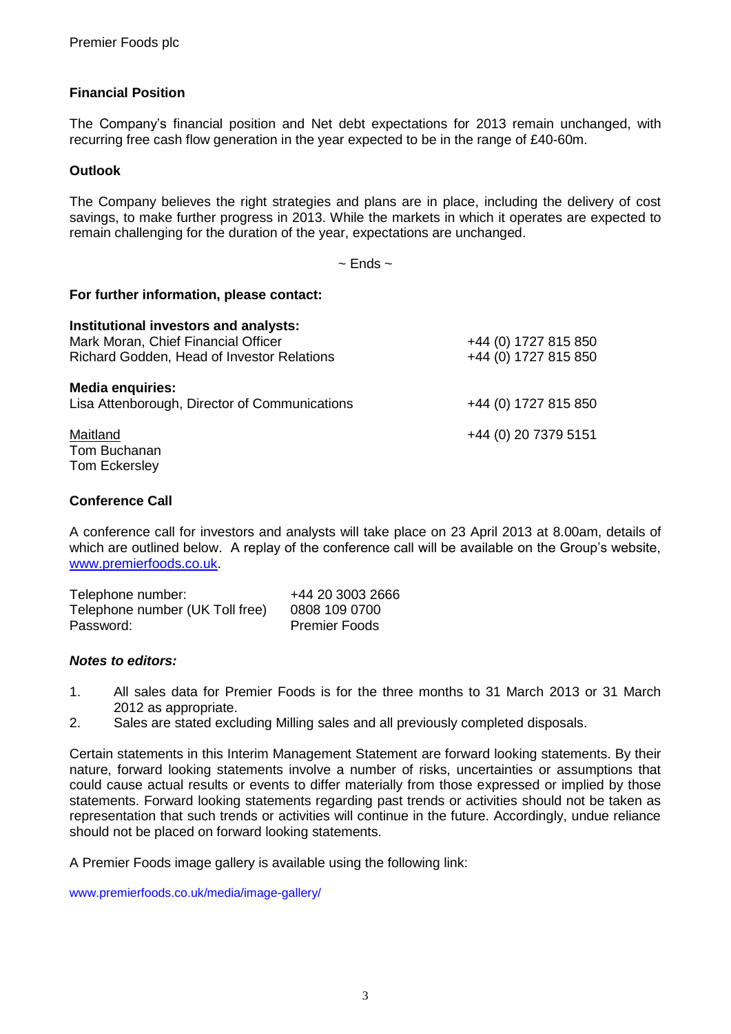### Financial Position

The Company's financial position and Net debt expectations for 2013 remain unchanged, with recurring free cash flow generation in the year expected to be in the range of £40-60m.

### Outlook

The Company believes the right strategies and plans are in place, including the delivery of cost savings, to make further progress in 2013. While the markets in which it operates are expected to remain challenging for the duration of the year, expectations are unchanged.

~ Ends ~

### For further information, please contact:

| | |
|---|---|
| **Institutional investors and analysts:** | |
| Mark Moran, Chief Financial Officer | +44 (0) 1727 815 850 |
| Richard Godden, Head of Investor Relations | +44 (0) 1727 815 850 |
| **Media enquiries:** | |
| Lisa Attenborough, Director of Communications | +44 (0) 1727 815 850 |
| Maitland | +44 (0) 20 7379 5151 |
| Tom Buchanan | |
| Tom Eckersley | |

### Conference Call

A conference call for investors and analysts will take place on 23 April 2013 at 8.00am, details of which are outlined below. A replay of the conference call will be available on the Group's website, www.premierfoods.co.uk.

| | |
|---|---|
| Telephone number: | +44 20 3003 2666 |
| Telephone number (UK Toll free) | 0808 109 0700 |
| Password: | Premier Foods |

### *Notes to editors:*

1. All sales data for Premier Foods is for the three months to 31 March 2013 or 31 March 2012 as appropriate.
2. Sales are stated excluding Milling sales and all previously completed disposals.

Certain statements in this Interim Management Statement are forward looking statements. By their nature, forward looking statements involve a number of risks, uncertainties or assumptions that could cause actual results or events to differ materially from those expressed or implied by those statements. Forward looking statements regarding past trends or activities should not be taken as representation that such trends or activities will continue in the future. Accordingly, undue reliance should not be placed on forward looking statements.

A Premier Foods image gallery is available using the following link:

www.premierfoods.co.uk/media/image-gallery/